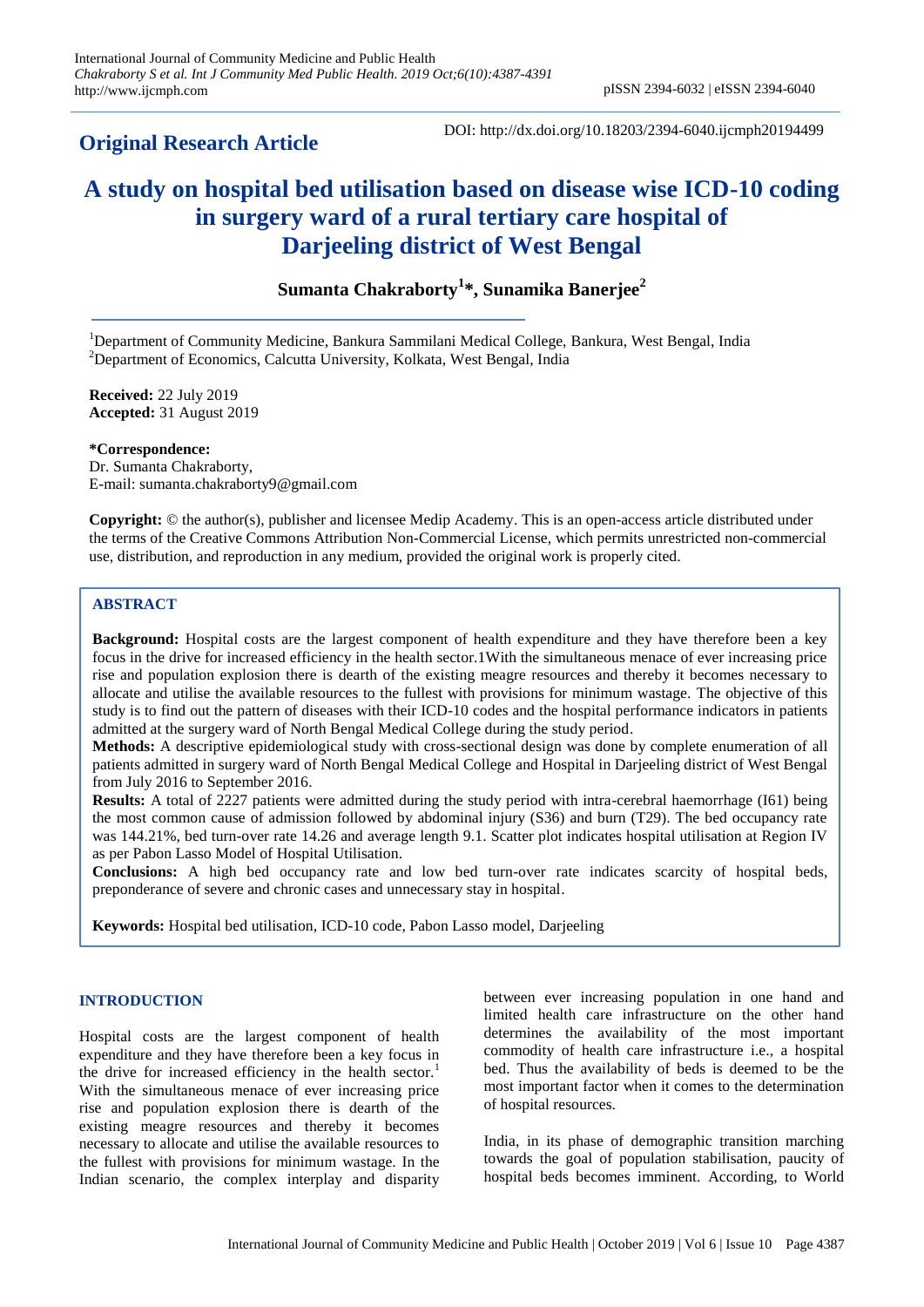**Original Research Article**

DOI: http://dx.doi.org/10.18203/2394-6040.ijcmph20194499

# A study on hospital bed utilisation based on disease wise ICD-10 coding in surgery ward of a rural tertiary care hospital of Darjeeling district of West Bengal

**Sumanta Chakraborty[1]*, Sunamika Banerjee[2]**

[1]Department of Community Medicine, Bankura Sammilani Medical College, Bankura, West Bengal, India
[2]Department of Economics, Calcutta University, Kolkata, West Bengal, India

**Received:** 22 July 2019
**Accepted:** 31 August 2019

***Correspondence:**
Dr. Sumanta Chakraborty,
E-mail: sumanta.chakraborty9@gmail.com

**Copyright:** © the author(s), publisher and licensee Medip Academy. This is an open-access article distributed under the terms of the Creative Commons Attribution Non-Commercial License, which permits unrestricted non-commercial use, distribution, and reproduction in any medium, provided the original work is properly cited.

## ABSTRACT

**Background:** Hospital costs are the largest component of health expenditure and they have therefore been a key focus in the drive for increased efficiency in the health sector.1With the simultaneous menace of ever increasing price rise and population explosion there is dearth of the existing meagre resources and thereby it becomes necessary to allocate and utilise the available resources to the fullest with provisions for minimum wastage. The objective of this study is to find out the pattern of diseases with their ICD-10 codes and the hospital performance indicators in patients admitted at the surgery ward of North Bengal Medical College during the study period.

**Methods:** A descriptive epidemiological study with cross-sectional design was done by complete enumeration of all patients admitted in surgery ward of North Bengal Medical College and Hospital in Darjeeling district of West Bengal from July 2016 to September 2016.

**Results:** A total of 2227 patients were admitted during the study period with intra-cerebral haemorrhage (I61) being the most common cause of admission followed by abdominal injury (S36) and burn (T29). The bed occupancy rate was 144.21%, bed turn-over rate 14.26 and average length 9.1. Scatter plot indicates hospital utilisation at Region IV as per Pabon Lasso Model of Hospital Utilisation.

**Conclusions:** A high bed occupancy rate and low bed turn-over rate indicates scarcity of hospital beds, preponderance of severe and chronic cases and unnecessary stay in hospital.

**Keywords:** Hospital bed utilisation, ICD-10 code, Pabon Lasso model, Darjeeling

## INTRODUCTION

Hospital costs are the largest component of health expenditure and they have therefore been a key focus in the drive for increased efficiency in the health sector.[1] With the simultaneous menace of ever increasing price rise and population explosion there is dearth of the existing meagre resources and thereby it becomes necessary to allocate and utilise the available resources to the fullest with provisions for minimum wastage. In the Indian scenario, the complex interplay and disparity between ever increasing population in one hand and limited health care infrastructure on the other hand determines the availability of the most important commodity of health care infrastructure i.e., a hospital bed. Thus the availability of beds is deemed to be the most important factor when it comes to the determination of hospital resources.

India, in its phase of demographic transition marching towards the goal of population stabilisation, paucity of hospital beds becomes imminent. According, to World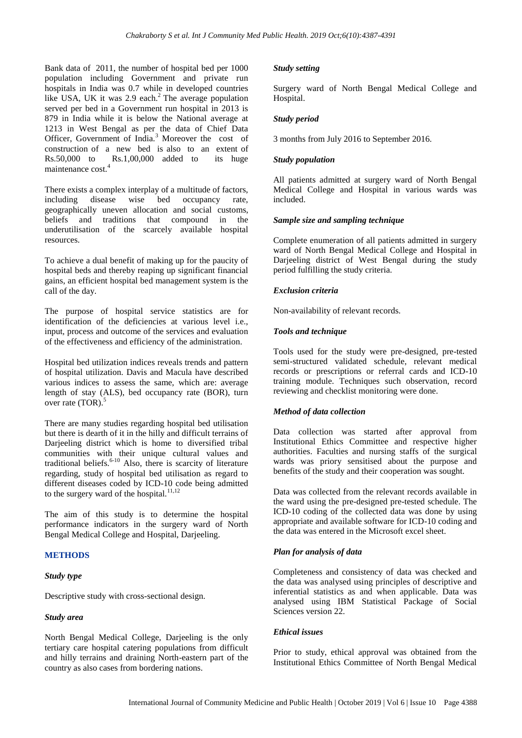Bank data of 2011, the number of hospital bed per 1000 population including Government and private run hospitals in India was 0.7 while in developed countries like USA, UK it was 2.9 each.[2] The average population served per bed in a Government run hospital in 2013 is 879 in India while it is below the National average at 1213 in West Bengal as per the data of Chief Data Officer, Government of India.[3] Moreover the cost of construction of a new bed is also to an extent of Rs.50,000 to Rs.1,00,000 added to its huge maintenance cost.[4]

There exists a complex interplay of a multitude of factors, including disease wise bed occupancy rate, geographically uneven allocation and social customs, beliefs and traditions that compound in the underutilisation of the scarcely available hospital resources.

To achieve a dual benefit of making up for the paucity of hospital beds and thereby reaping up significant financial gains, an efficient hospital bed management system is the call of the day.

The purpose of hospital service statistics are for identification of the deficiencies at various level i.e., input, process and outcome of the services and evaluation of the effectiveness and efficiency of the administration.

Hospital bed utilization indices reveals trends and pattern of hospital utilization. Davis and Macula have described various indices to assess the same, which are: average length of stay (ALS), bed occupancy rate (BOR), turn over rate (TOR).[5]

There are many studies regarding hospital bed utilisation but there is dearth of it in the hilly and difficult terrains of Darjeeling district which is home to diversified tribal communities with their unique cultural values and traditional beliefs.[6-10] Also, there is scarcity of literature regarding, study of hospital bed utilisation as regard to different diseases coded by ICD-10 code being admitted to the surgery ward of the hospital.[11,12]

The aim of this study is to determine the hospital performance indicators in the surgery ward of North Bengal Medical College and Hospital, Darjeeling.

## METHODS

### *Study type*

Descriptive study with cross-sectional design.

### *Study area*

North Bengal Medical College, Darjeeling is the only tertiary care hospital catering populations from difficult and hilly terrains and draining North-eastern part of the country as also cases from bordering nations.

### *Study setting*

Surgery ward of North Bengal Medical College and Hospital.

### *Study period*

3 months from July 2016 to September 2016.

### *Study population*

All patients admitted at surgery ward of North Bengal Medical College and Hospital in various wards was included.

### *Sample size and sampling technique*

Complete enumeration of all patients admitted in surgery ward of North Bengal Medical College and Hospital in Darjeeling district of West Bengal during the study period fulfilling the study criteria.

### *Exclusion criteria*

Non-availability of relevant records.

### *Tools and technique*

Tools used for the study were pre-designed, pre-tested semi-structured validated schedule, relevant medical records or prescriptions or referral cards and ICD-10 training module. Techniques such observation, record reviewing and checklist monitoring were done.

### *Method of data collection*

Data collection was started after approval from Institutional Ethics Committee and respective higher authorities. Faculties and nursing staffs of the surgical wards was priory sensitised about the purpose and benefits of the study and their cooperation was sought.

Data was collected from the relevant records available in the ward using the pre-designed pre-tested schedule. The ICD-10 coding of the collected data was done by using appropriate and available software for ICD-10 coding and the data was entered in the Microsoft excel sheet.

### *Plan for analysis of data*

Completeness and consistency of data was checked and the data was analysed using principles of descriptive and inferential statistics as and when applicable. Data was analysed using IBM Statistical Package of Social Sciences version 22.

### *Ethical issues*

Prior to study, ethical approval was obtained from the Institutional Ethics Committee of North Bengal Medical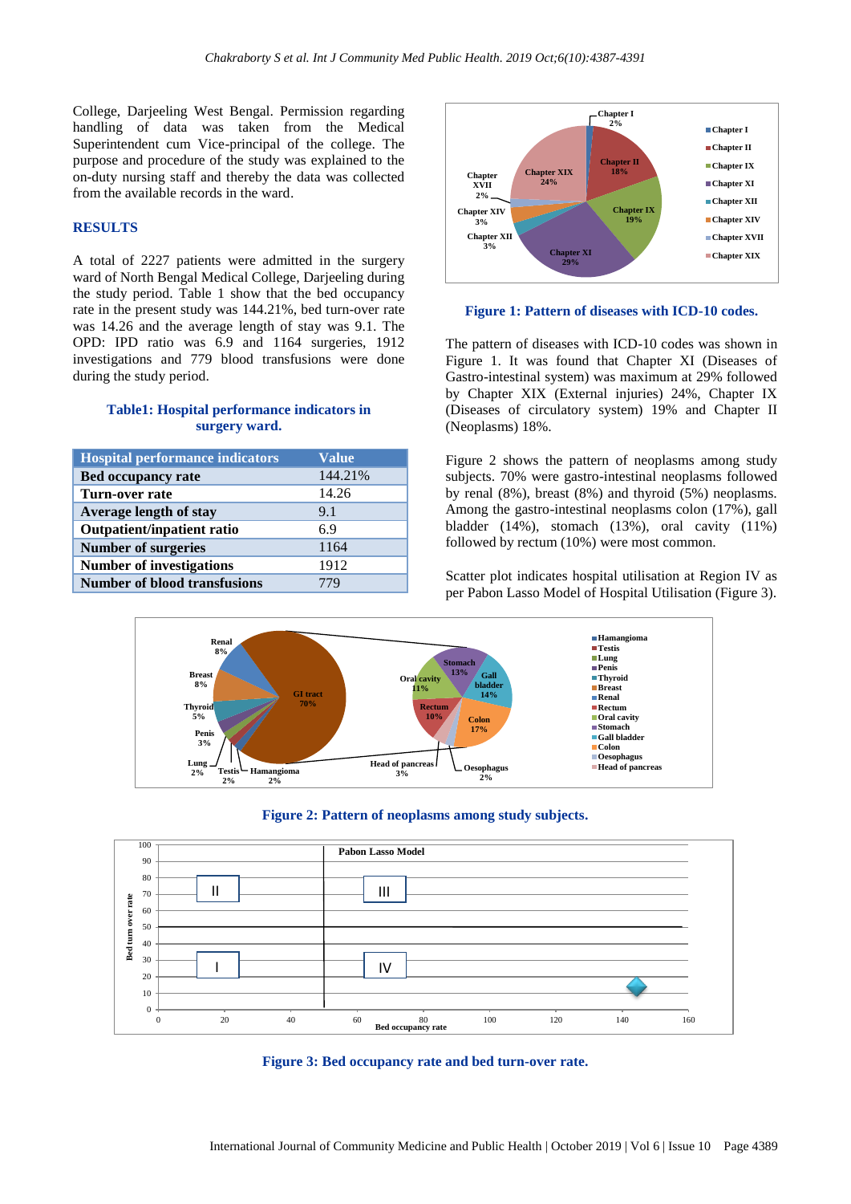College, Darjeeling West Bengal. Permission regarding handling of data was taken from the Medical Superintendent cum Vice-principal of the college. The purpose and procedure of the study was explained to the on-duty nursing staff and thereby the data was collected from the available records in the ward.

## RESULTS

A total of 2227 patients were admitted in the surgery ward of North Bengal Medical College, Darjeeling during the study period. Table 1 show that the bed occupancy rate in the present study was 144.21%, bed turn-over rate was 14.26 and the average length of stay was 9.1. The OPD: IPD ratio was 6.9 and 1164 surgeries, 1912 investigations and 779 blood transfusions were done during the study period.

**Table1: Hospital performance indicators in surgery ward.**

| Hospital performance indicators | Value |
|---|---|
| **Bed occupancy rate** | 144.21% |
| **Turn-over rate** | 14.26 |
| **Average length of stay** | 9.1 |
| **Outpatient/inpatient ratio** | 6.9 |
| **Number of surgeries** | 1164 |
| **Number of investigations** | 1912 |
| **Number of blood transfusions** | 779 |

**Figure 1: Pattern of diseases with ICD-10 codes.**

The pattern of diseases with ICD-10 codes was shown in Figure 1. It was found that Chapter XI (Diseases of Gastro-intestinal system) was maximum at 29% followed by Chapter XIX (External injuries) 24%, Chapter IX (Diseases of circulatory system) 19% and Chapter II (Neoplasms) 18%.

Figure 2 shows the pattern of neoplasms among study subjects. 70% were gastro-intestinal neoplasms followed by renal (8%), breast (8%) and thyroid (5%) neoplasms. Among the gastro-intestinal neoplasms colon (17%), gall bladder (14%), stomach (13%), oral cavity (11%) followed by rectum (10%) were most common.

Scatter plot indicates hospital utilisation at Region IV as per Pabon Lasso Model of Hospital Utilisation (Figure 3).

**Figure 2: Pattern of neoplasms among study subjects.**

**Figure 3: Bed occupancy rate and bed turn-over rate.**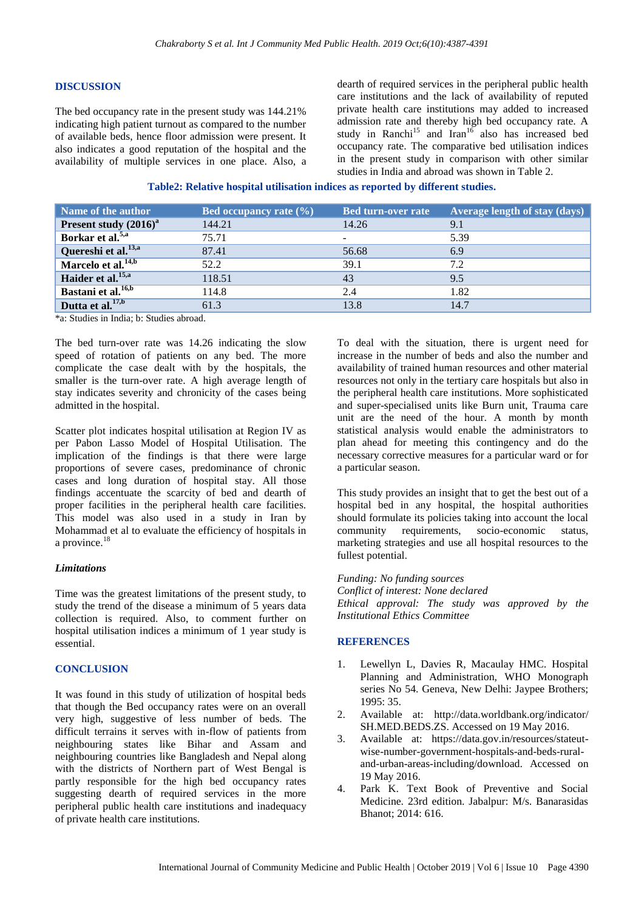## DISCUSSION

The bed occupancy rate in the present study was 144.21% indicating high patient turnout as compared to the number of available beds, hence floor admission were present. It also indicates a good reputation of the hospital and the availability of multiple services in one place. Also, a dearth of required services in the peripheral public health care institutions and the lack of availability of reputed private health care institutions may added to increased admission rate and thereby high bed occupancy rate. A study in Ranchi[15] and Iran[16] also has increased bed occupancy rate. The comparative bed utilisation indices in the present study in comparison with other similar studies in India and abroad was shown in Table 2.

**Table2: Relative hospital utilisation indices as reported by different studies.**

| Name of the author | Bed occupancy rate (%) | Bed turn-over rate | Average length of stay (days) |
|---|---|---|---|
| **Present study (2016)[a]** | 144.21 | 14.26 | 9.1 |
| **Borkar et al.[5,a]** | 75.71 | - | 5.39 |
| **Quereshi et al.[13,a]** | 87.41 | 56.68 | 6.9 |
| **Marcelo et al.[14,b]** | 52.2 | 39.1 | 7.2 |
| **Haider et al.[15,a]** | 118.51 | 43 | 9.5 |
| **Bastani et al.[16,b]** | 114.8 | 2.4 | 1.82 |
| **Dutta et al.[17,b]** | 61.3 | 13.8 | 14.7 |

*a: Studies in India; b: Studies abroad.

The bed turn-over rate was 14.26 indicating the slow speed of rotation of patients on any bed. The more complicate the case dealt with by the hospitals, the smaller is the turn-over rate. A high average length of stay indicates severity and chronicity of the cases being admitted in the hospital.

Scatter plot indicates hospital utilisation at Region IV as per Pabon Lasso Model of Hospital Utilisation. The implication of the findings is that there were large proportions of severe cases, predominance of chronic cases and long duration of hospital stay. All those findings accentuate the scarcity of bed and dearth of proper facilities in the peripheral health care facilities. This model was also used in a study in Iran by Mohammad et al to evaluate the efficiency of hospitals in a province.[18]

### *Limitations*

Time was the greatest limitations of the present study, to study the trend of the disease a minimum of 5 years data collection is required. Also, to comment further on hospital utilisation indices a minimum of 1 year study is essential.

## CONCLUSION

It was found in this study of utilization of hospital beds that though the Bed occupancy rates were on an overall very high, suggestive of less number of beds. The difficult terrains it serves with in-flow of patients from neighbouring states like Bihar and Assam and neighbouring countries like Bangladesh and Nepal along with the districts of Northern part of West Bengal is partly responsible for the high bed occupancy rates suggesting dearth of required services in the more peripheral public health care institutions and inadequacy of private health care institutions.

To deal with the situation, there is urgent need for increase in the number of beds and also the number and availability of trained human resources and other material resources not only in the tertiary care hospitals but also in the peripheral health care institutions. More sophisticated and super-specialised units like Burn unit, Trauma care unit are the need of the hour. A month by month statistical analysis would enable the administrators to plan ahead for meeting this contingency and do the necessary corrective measures for a particular ward or for a particular season.

This study provides an insight that to get the best out of a hospital bed in any hospital, the hospital authorities should formulate its policies taking into account the local community requirements, socio-economic status, marketing strategies and use all hospital resources to the fullest potential.

*Funding: No funding sources*
*Conflict of interest: None declared*
*Ethical approval: The study was approved by the Institutional Ethics Committee*

## REFERENCES

1. Lewellyn L, Davies R, Macaulay HMC. Hospital Planning and Administration, WHO Monograph series No 54. Geneva, New Delhi: Jaypee Brothers; 1995: 35.
2. Available at: http://data.worldbank.org/indicator/SH.MED.BEDS.ZS. Accessed on 19 May 2016.
3. Available at: https://data.gov.in/resources/stateut-wise-number-government-hospitals-and-beds-rural-and-urban-areas-including/download. Accessed on 19 May 2016.
4. Park K. Text Book of Preventive and Social Medicine. 23rd edition. Jabalpur: M/s. Banarasidas Bhanot; 2014: 616.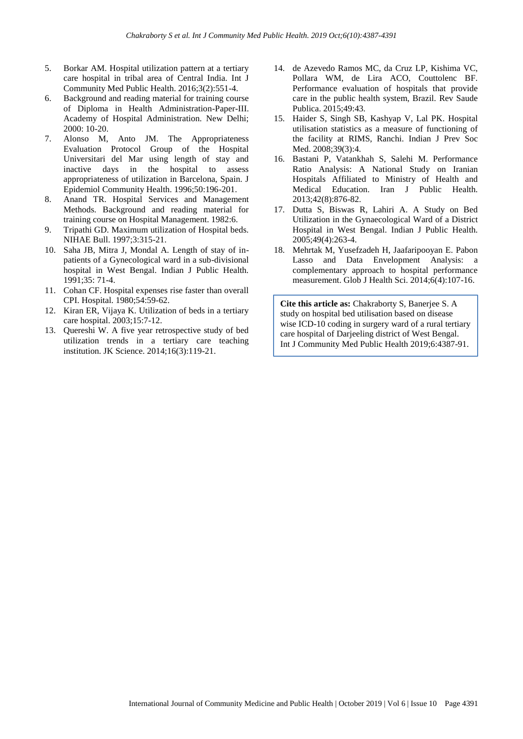5. Borkar AM. Hospital utilization pattern at a tertiary care hospital in tribal area of Central India. Int J Community Med Public Health. 2016;3(2):551-4.
6. Background and reading material for training course of Diploma in Health Administration-Paper-III. Academy of Hospital Administration. New Delhi; 2000: 10-20.
7. Alonso M, Anto JM. The Appropriateness Evaluation Protocol Group of the Hospital Universitari del Mar using length of stay and inactive days in the hospital to assess appropriateness of utilization in Barcelona, Spain. J Epidemiol Community Health. 1996;50:196-201.
8. Anand TR. Hospital Services and Management Methods. Background and reading material for training course on Hospital Management. 1982:6.
9. Tripathi GD. Maximum utilization of Hospital beds. NIHAE Bull. 1997;3:315-21.
10. Saha JB, Mitra J, Mondal A. Length of stay of in-patients of a Gynecological ward in a sub-divisional hospital in West Bengal. Indian J Public Health. 1991;35: 71-4.
11. Cohan CF. Hospital expenses rise faster than overall CPI. Hospital. 1980;54:59-62.
12. Kiran ER, Vijaya K. Utilization of beds in a tertiary care hospital. 2003;15:7-12.
13. Quereshi W. A five year retrospective study of bed utilization trends in a tertiary care teaching institution. JK Science. 2014;16(3):119-21.
14. de Azevedo Ramos MC, da Cruz LP, Kishima VC, Pollara WM, de Lira ACO, Couttolenc BF. Performance evaluation of hospitals that provide care in the public health system, Brazil. Rev Saude Publica. 2015;49:43.
15. Haider S, Singh SB, Kashyap V, Lal PK. Hospital utilisation statistics as a measure of functioning of the facility at RIMS, Ranchi. Indian J Prev Soc Med. 2008;39(3):4.
16. Bastani P, Vatankhah S, Salehi M. Performance Ratio Analysis: A National Study on Iranian Hospitals Affiliated to Ministry of Health and Medical Education. Iran J Public Health. 2013;42(8):876-82.
17. Dutta S, Biswas R, Lahiri A. A Study on Bed Utilization in the Gynaecological Ward of a District Hospital in West Bengal. Indian J Public Health. 2005;49(4):263-4.
18. Mehrtak M, Yusefzadeh H, Jaafaripooyan E. Pabon Lasso and Data Envelopment Analysis: a complementary approach to hospital performance measurement. Glob J Health Sci. 2014;6(4):107-16.

**Cite this article as:** Chakraborty S, Banerjee S. A study on hospital bed utilisation based on disease wise ICD-10 coding in surgery ward of a rural tertiary care hospital of Darjeeling district of West Bengal. Int J Community Med Public Health 2019;6:4387-91.